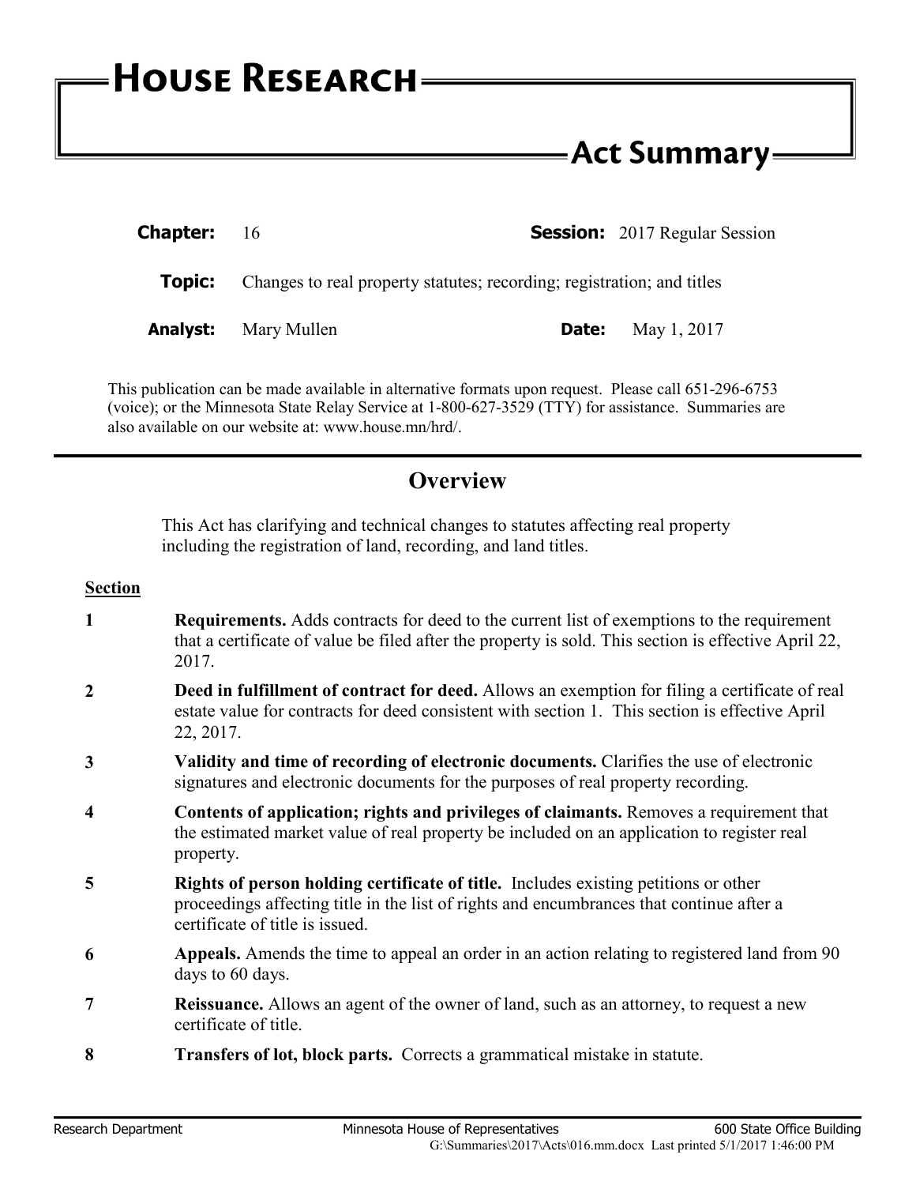# House Research

## Act Summary

| | | | |
|---|---|---|---|
| **Chapter:** | 16 | **Session:** | 2017 Regular Session |
| **Topic:** | Changes to real property statutes; recording; registration; and titles | | |
| **Analyst:** | Mary Mullen | **Date:** | May 1, 2017 |

This publication can be made available in alternative formats upon request. Please call 651-296-6753 (voice); or the Minnesota State Relay Service at 1-800-627-3529 (TTY) for assistance. Summaries are also available on our website at: www.house.mn/hrd/.

## Overview

This Act has clarifying and technical changes to statutes affecting real property including the registration of land, recording, and land titles.

**Section**

| | |
|---|---|
| 1 | **Requirements.** Adds contracts for deed to the current list of exemptions to the requirement that a certificate of value be filed after the property is sold. This section is effective April 22, 2017. |
| 2 | **Deed in fulfillment of contract for deed.** Allows an exemption for filing a certificate of real estate value for contracts for deed consistent with section 1. This section is effective April 22, 2017. |
| 3 | **Validity and time of recording of electronic documents.** Clarifies the use of electronic signatures and electronic documents for the purposes of real property recording. |
| 4 | **Contents of application; rights and privileges of claimants.** Removes a requirement that the estimated market value of real property be included on an application to register real property. |
| 5 | **Rights of person holding certificate of title.** Includes existing petitions or other proceedings affecting title in the list of rights and encumbrances that continue after a certificate of title is issued. |
| 6 | **Appeals.** Amends the time to appeal an order in an action relating to registered land from 90 days to 60 days. |
| 7 | **Reissuance.** Allows an agent of the owner of land, such as an attorney, to request a new certificate of title. |
| 8 | **Transfers of lot, block parts.** Corrects a grammatical mistake in statute. |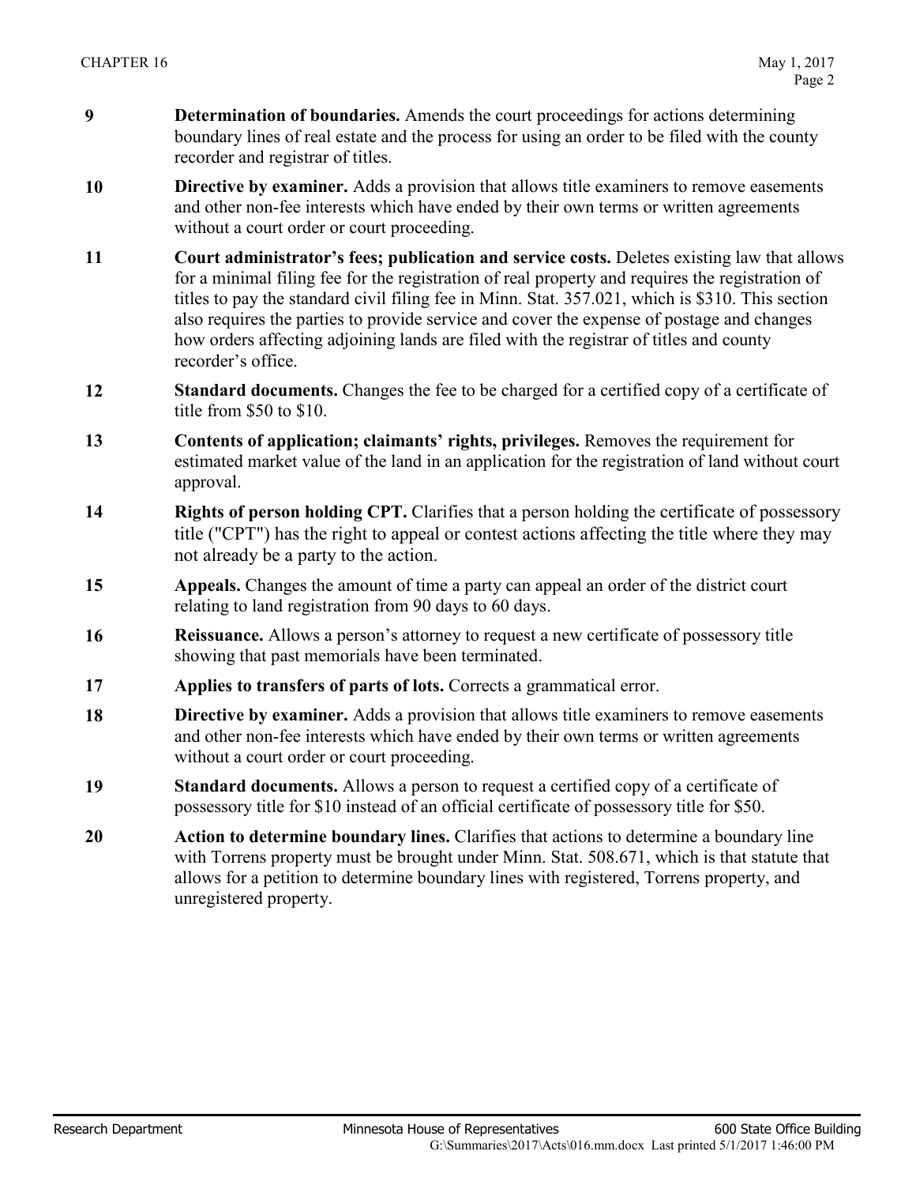**9** **Determination of boundaries.** Amends the court proceedings for actions determining boundary lines of real estate and the process for using an order to be filed with the county recorder and registrar of titles.

**10** **Directive by examiner.** Adds a provision that allows title examiners to remove easements and other non-fee interests which have ended by their own terms or written agreements without a court order or court proceeding.

**11** **Court administrator's fees; publication and service costs.** Deletes existing law that allows for a minimal filing fee for the registration of real property and requires the registration of titles to pay the standard civil filing fee in Minn. Stat. 357.021, which is $310. This section also requires the parties to provide service and cover the expense of postage and changes how orders affecting adjoining lands are filed with the registrar of titles and county recorder's office.

**12** **Standard documents.** Changes the fee to be charged for a certified copy of a certificate of title from $50 to $10.

**13** **Contents of application; claimants' rights, privileges.** Removes the requirement for estimated market value of the land in an application for the registration of land without court approval.

**14** **Rights of person holding CPT.** Clarifies that a person holding the certificate of possessory title ("CPT") has the right to appeal or contest actions affecting the title where they may not already be a party to the action.

**15** **Appeals.** Changes the amount of time a party can appeal an order of the district court relating to land registration from 90 days to 60 days.

**16** **Reissuance.** Allows a person's attorney to request a new certificate of possessory title showing that past memorials have been terminated.

**17** **Applies to transfers of parts of lots.** Corrects a grammatical error.

**18** **Directive by examiner.** Adds a provision that allows title examiners to remove easements and other non-fee interests which have ended by their own terms or written agreements without a court order or court proceeding.

**19** **Standard documents.** Allows a person to request a certified copy of a certificate of possessory title for $10 instead of an official certificate of possessory title for $50.

**20** **Action to determine boundary lines.** Clarifies that actions to determine a boundary line with Torrens property must be brought under Minn. Stat. 508.671, which is that statute that allows for a petition to determine boundary lines with registered, Torrens property, and unregistered property.